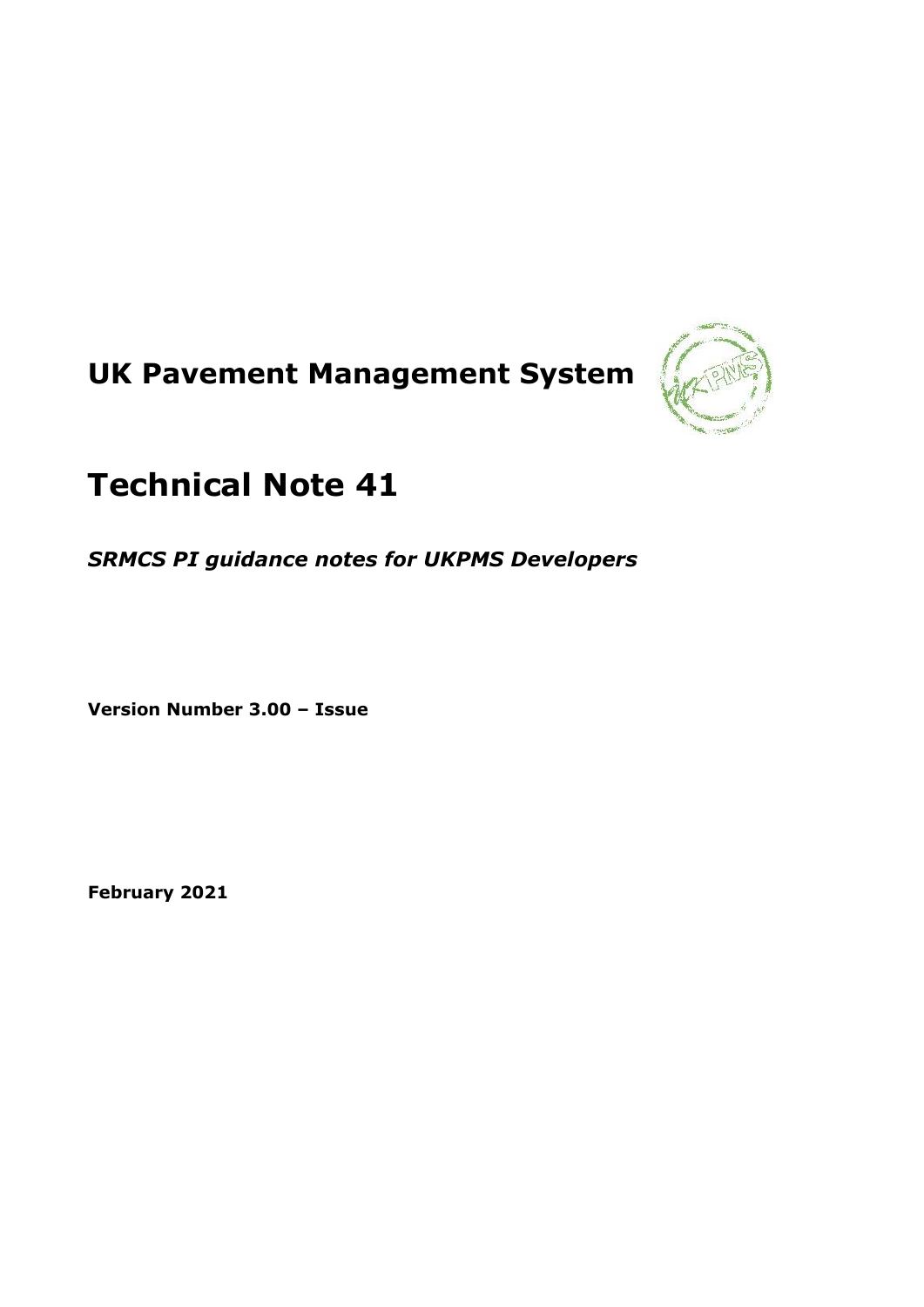# UK Pavement Management System

# Technical Note 41

***SRMCS PI guidance notes for UKPMS Developers***

**Version Number 3.00 – Issue**

**February 2021**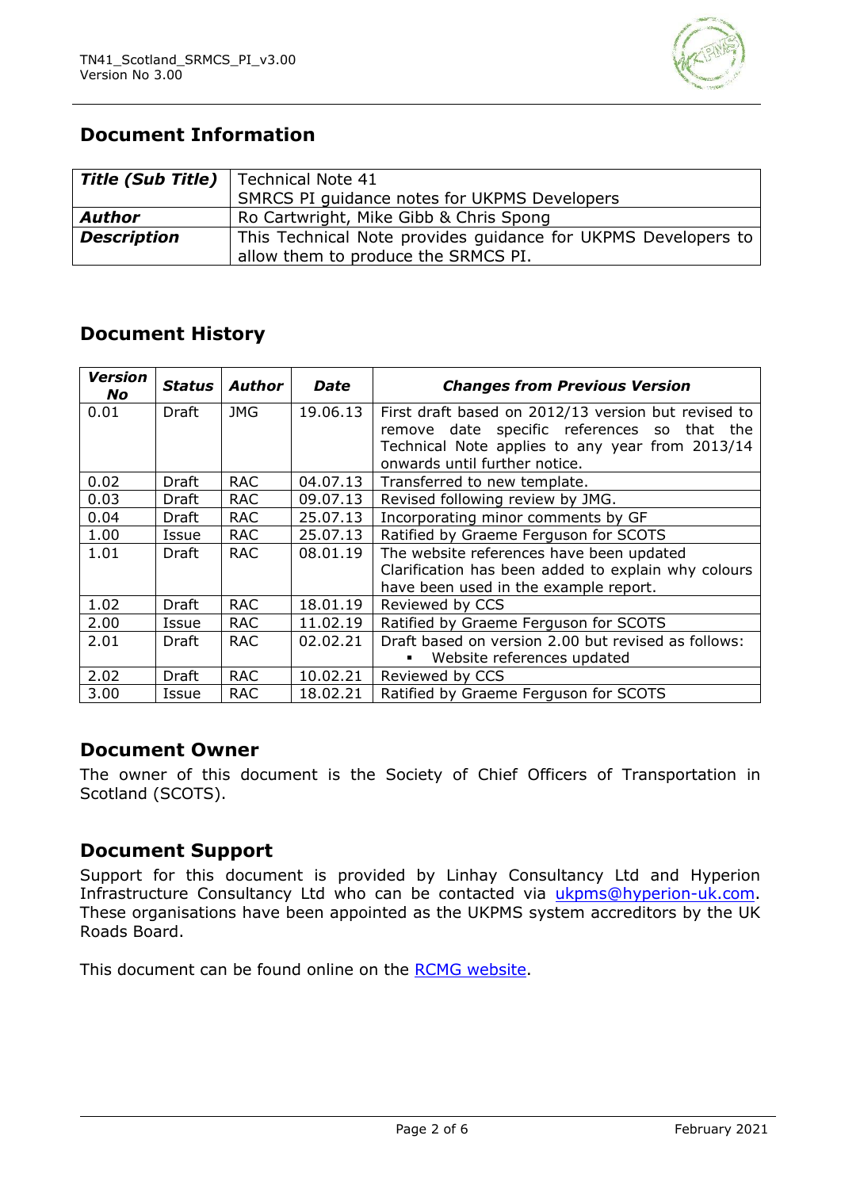## Document Information

| **Title (Sub Title)** | Technical Note 41<br>SMRCS PI guidance notes for UKPMS Developers |
|---|---|
| **Author** | Ro Cartwright, Mike Gibb & Chris Spong |
| **Description** | This Technical Note provides guidance for UKPMS Developers to allow them to produce the SRMCS PI. |

## Document History

| *Version No* | *Status* | *Author* | *Date* | *Changes from Previous Version* |
|---|---|---|---|---|
| 0.01 | Draft | JMG | 19.06.13 | First draft based on 2012/13 version but revised to remove date specific references so that the Technical Note applies to any year from 2013/14 onwards until further notice. |
| 0.02 | Draft | RAC | 04.07.13 | Transferred to new template. |
| 0.03 | Draft | RAC | 09.07.13 | Revised following review by JMG. |
| 0.04 | Draft | RAC | 25.07.13 | Incorporating minor comments by GF |
| 1.00 | Issue | RAC | 25.07.13 | Ratified by Graeme Ferguson for SCOTS |
| 1.01 | Draft | RAC | 08.01.19 | The website references have been updated<br>Clarification has been added to explain why colours have been used in the example report. |
| 1.02 | Draft | RAC | 18.01.19 | Reviewed by CCS |
| 2.00 | Issue | RAC | 11.02.19 | Ratified by Graeme Ferguson for SCOTS |
| 2.01 | Draft | RAC | 02.02.21 | Draft based on version 2.00 but revised as follows:<br>▪ Website references updated |
| 2.02 | Draft | RAC | 10.02.21 | Reviewed by CCS |
| 3.00 | Issue | RAC | 18.02.21 | Ratified by Graeme Ferguson for SCOTS |

## Document Owner

The owner of this document is the Society of Chief Officers of Transportation in Scotland (SCOTS).

## Document Support

Support for this document is provided by Linhay Consultancy Ltd and Hyperion Infrastructure Consultancy Ltd who can be contacted via ukpms@hyperion-uk.com. These organisations have been appointed as the UKPMS system accreditors by the UK Roads Board.

This document can be found online on the RCMG website.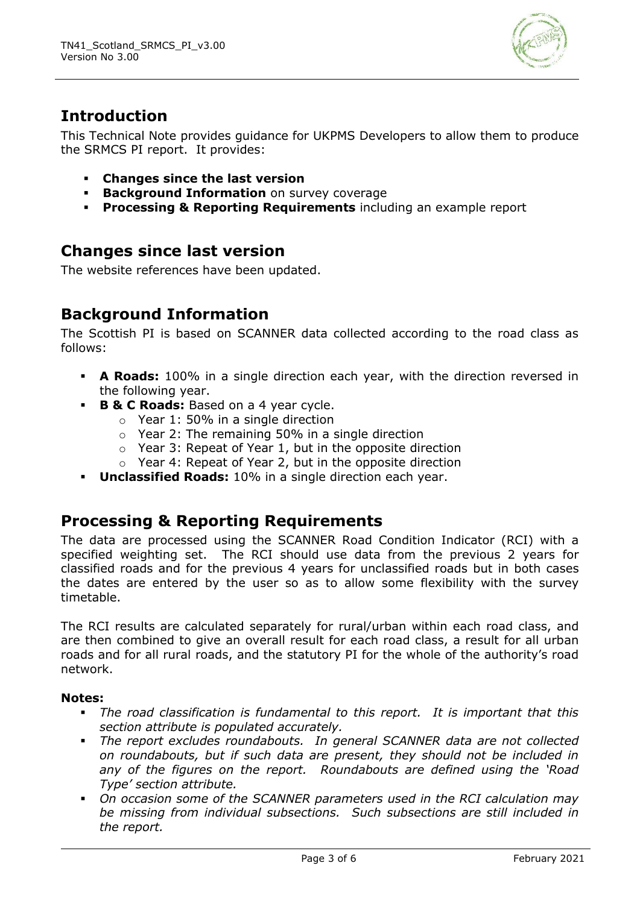## Introduction

This Technical Note provides guidance for UKPMS Developers to allow them to produce the SRMCS PI report. It provides:

- **Changes since the last version**
- **Background Information** on survey coverage
- **Processing & Reporting Requirements** including an example report

## Changes since last version

The website references have been updated.

## Background Information

The Scottish PI is based on SCANNER data collected according to the road class as follows:

- **A Roads:** 100% in a single direction each year, with the direction reversed in the following year.
- **B & C Roads:** Based on a 4 year cycle.
  - Year 1: 50% in a single direction
  - Year 2: The remaining 50% in a single direction
  - Year 3: Repeat of Year 1, but in the opposite direction
  - Year 4: Repeat of Year 2, but in the opposite direction
- **Unclassified Roads:** 10% in a single direction each year.

## Processing & Reporting Requirements

The data are processed using the SCANNER Road Condition Indicator (RCI) with a specified weighting set. The RCI should use data from the previous 2 years for classified roads and for the previous 4 years for unclassified roads but in both cases the dates are entered by the user so as to allow some flexibility with the survey timetable.

The RCI results are calculated separately for rural/urban within each road class, and are then combined to give an overall result for each road class, a result for all urban roads and for all rural roads, and the statutory PI for the whole of the authority's road network.

**Notes:**

- *The road classification is fundamental to this report. It is important that this section attribute is populated accurately.*
- *The report excludes roundabouts. In general SCANNER data are not collected on roundabouts, but if such data are present, they should not be included in any of the figures on the report. Roundabouts are defined using the 'Road Type' section attribute.*
- *On occasion some of the SCANNER parameters used in the RCI calculation may be missing from individual subsections. Such subsections are still included in the report.*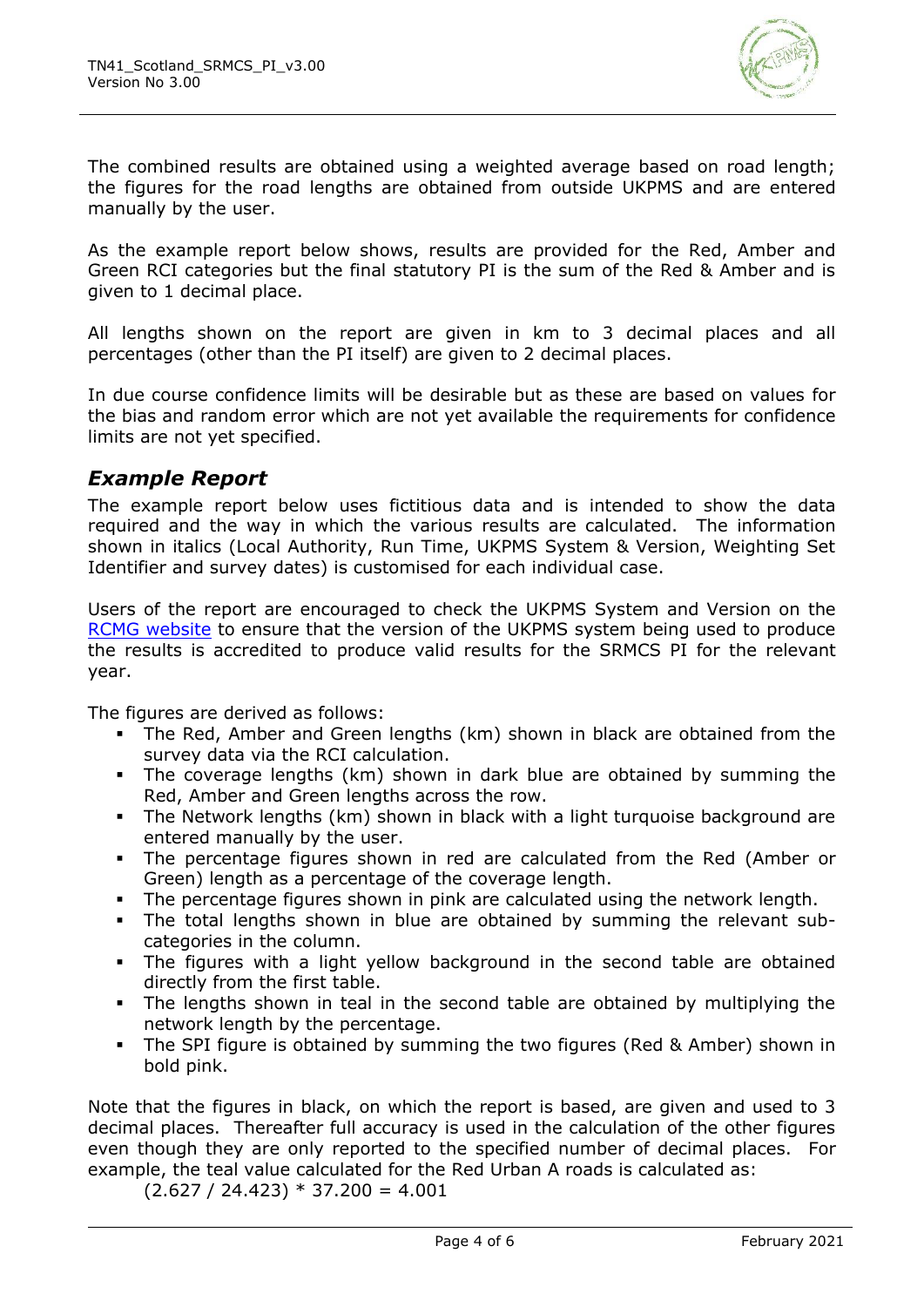The combined results are obtained using a weighted average based on road length; the figures for the road lengths are obtained from outside UKPMS and are entered manually by the user.

As the example report below shows, results are provided for the Red, Amber and Green RCI categories but the final statutory PI is the sum of the Red & Amber and is given to 1 decimal place.

All lengths shown on the report are given in km to 3 decimal places and all percentages (other than the PI itself) are given to 2 decimal places.

In due course confidence limits will be desirable but as these are based on values for the bias and random error which are not yet available the requirements for confidence limits are not yet specified.

## *Example Report*

The example report below uses fictitious data and is intended to show the data required and the way in which the various results are calculated. The information shown in italics (Local Authority, Run Time, UKPMS System & Version, Weighting Set Identifier and survey dates) is customised for each individual case.

Users of the report are encouraged to check the UKPMS System and Version on the RCMG website to ensure that the version of the UKPMS system being used to produce the results is accredited to produce valid results for the SRMCS PI for the relevant year.

The figures are derived as follows:

- The Red, Amber and Green lengths (km) shown in black are obtained from the survey data via the RCI calculation.
- The coverage lengths (km) shown in dark blue are obtained by summing the Red, Amber and Green lengths across the row.
- The Network lengths (km) shown in black with a light turquoise background are entered manually by the user.
- The percentage figures shown in red are calculated from the Red (Amber or Green) length as a percentage of the coverage length.
- The percentage figures shown in pink are calculated using the network length.
- The total lengths shown in blue are obtained by summing the relevant sub-categories in the column.
- The figures with a light yellow background in the second table are obtained directly from the first table.
- The lengths shown in teal in the second table are obtained by multiplying the network length by the percentage.
- The SPI figure is obtained by summing the two figures (Red & Amber) shown in bold pink.

Note that the figures in black, on which the report is based, are given and used to 3 decimal places. Thereafter full accuracy is used in the calculation of the other figures even though they are only reported to the specified number of decimal places. For example, the teal value calculated for the Red Urban A roads is calculated as:

$$(2.627 / 24.423) * 37.200 = 4.001$$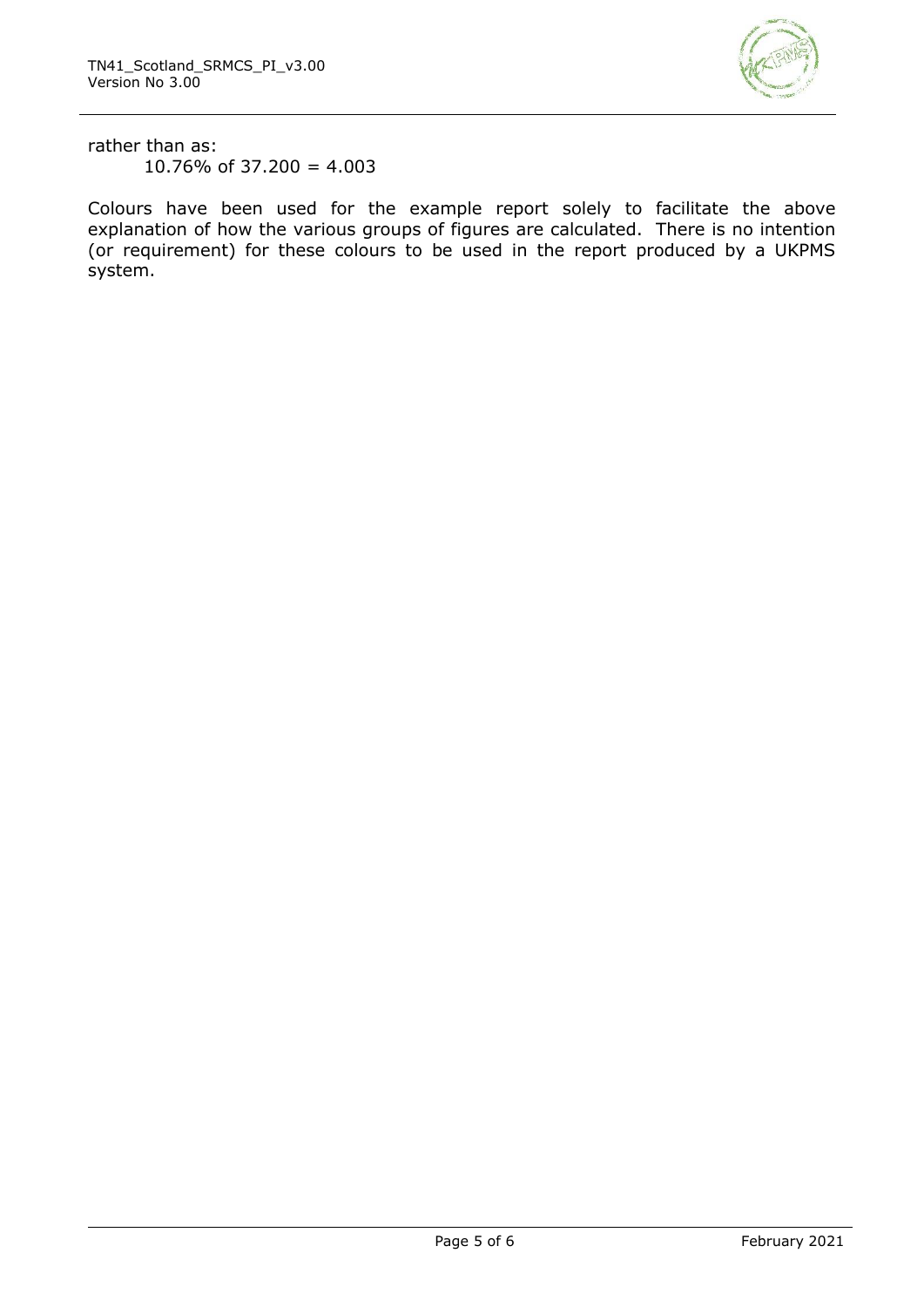rather than as:

10.76% of 37.200 = 4.003

Colours have been used for the example report solely to facilitate the above explanation of how the various groups of figures are calculated. There is no intention (or requirement) for these colours to be used in the report produced by a UKPMS system.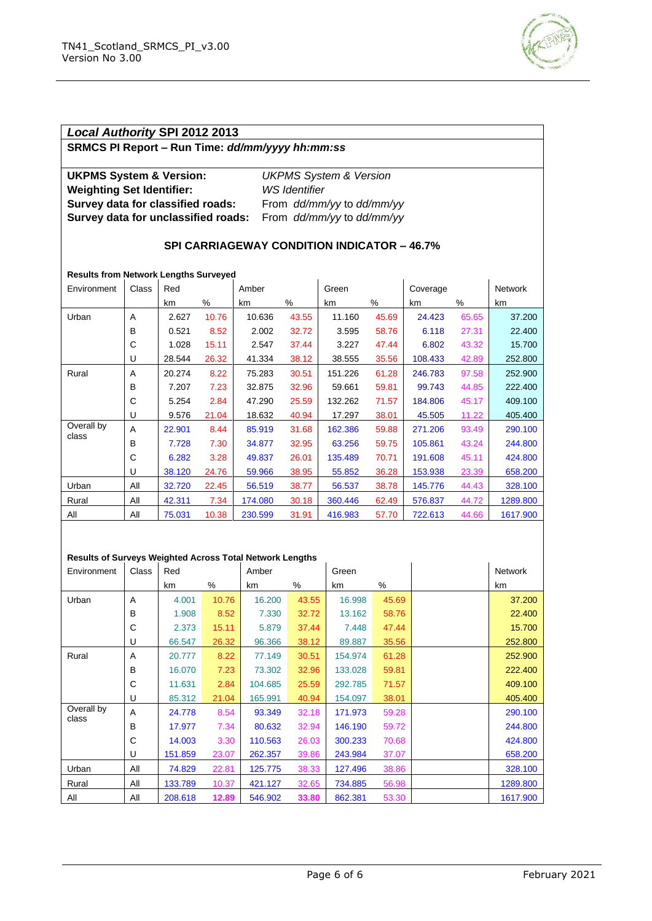## *Local Authority* SPI 2012 2013

**SRMCS PI Report – Run Time: *dd/mm/yyyy hh:mm:ss***

| | |
|---|---|
| **UKPMS System & Version:** | *UKPMS System & Version* |
| **Weighting Set Identifier:** | *WS Identifier* |
| **Survey data for classified roads:** | From *dd/mm/yy* to *dd/mm/yy* |
| **Survey data for unclassified roads:** | From *dd/mm/yy* to *dd/mm/yy* |

**SPI CARRIAGEWAY CONDITION INDICATOR – 46.7%**

**Results from Network Lengths Surveyed**

| Environment | Class | Red | | Amber | | Green | | Coverage | | Network |
|---|---|---|---|---|---|---|---|---|---|---|
| | | km | % | km | % | km | % | km | % | km |
| Urban | A | 2.627 | 10.76 | 10.636 | 43.55 | 11.160 | 45.69 | 24.423 | 65.65 | 37.200 |
| | B | 0.521 | 8.52 | 2.002 | 32.72 | 3.595 | 58.76 | 6.118 | 27.31 | 22.400 |
| | C | 1.028 | 15.11 | 2.547 | 37.44 | 3.227 | 47.44 | 6.802 | 43.32 | 15.700 |
| | U | 28.544 | 26.32 | 41.334 | 38.12 | 38.555 | 35.56 | 108.433 | 42.89 | 252.800 |
| Rural | A | 20.274 | 8.22 | 75.283 | 30.51 | 151.226 | 61.28 | 246.783 | 97.58 | 252.900 |
| | B | 7.207 | 7.23 | 32.875 | 32.96 | 59.661 | 59.81 | 99.743 | 44.85 | 222.400 |
| | C | 5.254 | 2.84 | 47.290 | 25.59 | 132.262 | 71.57 | 184.806 | 45.17 | 409.100 |
| | U | 9.576 | 21.04 | 18.632 | 40.94 | 17.297 | 38.01 | 45.505 | 11.22 | 405.400 |
| Overall by class | A | 22.901 | 8.44 | 85.919 | 31.68 | 162.386 | 59.88 | 271.206 | 93.49 | 290.100 |
| | B | 7.728 | 7.30 | 34.877 | 32.95 | 63.256 | 59.75 | 105.861 | 43.24 | 244.800 |
| | C | 6.282 | 3.28 | 49.837 | 26.01 | 135.489 | 70.71 | 191.608 | 45.11 | 424.800 |
| | U | 38.120 | 24.76 | 59.966 | 38.95 | 55.852 | 36.28 | 153.938 | 23.39 | 658.200 |
| Urban | All | 32.720 | 22.45 | 56.519 | 38.77 | 56.537 | 38.78 | 145.776 | 44.43 | 328.100 |
| Rural | All | 42.311 | 7.34 | 174.080 | 30.18 | 360.446 | 62.49 | 576.837 | 44.72 | 1289.800 |
| All | All | 75.031 | 10.38 | 230.599 | 31.91 | 416.983 | 57.70 | 722.613 | 44.66 | 1617.900 |

**Results of Surveys Weighted Across Total Network Lengths**

| Environment | Class | Red | | Amber | | Green | | Network |
|---|---|---|---|---|---|---|---|---|
| | | km | % | km | % | km | % | km |
| Urban | A | 4.001 | 10.76 | 16.200 | 43.55 | 16.998 | 45.69 | 37.200 |
| | B | 1.908 | 8.52 | 7.330 | 32.72 | 13.162 | 58.76 | 22.400 |
| | C | 2.373 | 15.11 | 5.879 | 37.44 | 7.448 | 47.44 | 15.700 |
| | U | 66.547 | 26.32 | 96.366 | 38.12 | 89.887 | 35.56 | 252.800 |
| Rural | A | 20.777 | 8.22 | 77.149 | 30.51 | 154.974 | 61.28 | 252.900 |
| | B | 16.070 | 7.23 | 73.302 | 32.96 | 133.028 | 59.81 | 222.400 |
| | C | 11.631 | 2.84 | 104.685 | 25.59 | 292.785 | 71.57 | 409.100 |
| | U | 85.312 | 21.04 | 165.991 | 40.94 | 154.097 | 38.01 | 405.400 |
| Overall by class | A | 24.778 | 8.54 | 93.349 | 32.18 | 171.973 | 59.28 | 290.100 |
| | B | 17.977 | 7.34 | 80.632 | 32.94 | 146.190 | 59.72 | 244.800 |
| | C | 14.003 | 3.30 | 110.563 | 26.03 | 300.233 | 70.68 | 424.800 |
| | U | 151.859 | 23.07 | 262.357 | 39.86 | 243.984 | 37.07 | 658.200 |
| Urban | All | 74.829 | 22.81 | 125.775 | 38.33 | 127.496 | 38.86 | 328.100 |
| Rural | All | 133.789 | 10.37 | 421.127 | 32.65 | 734.885 | 56.98 | 1289.800 |
| All | All | 208.618 | **12.89** | 546.902 | **33.80** | 862.381 | 53.30 | 1617.900 |